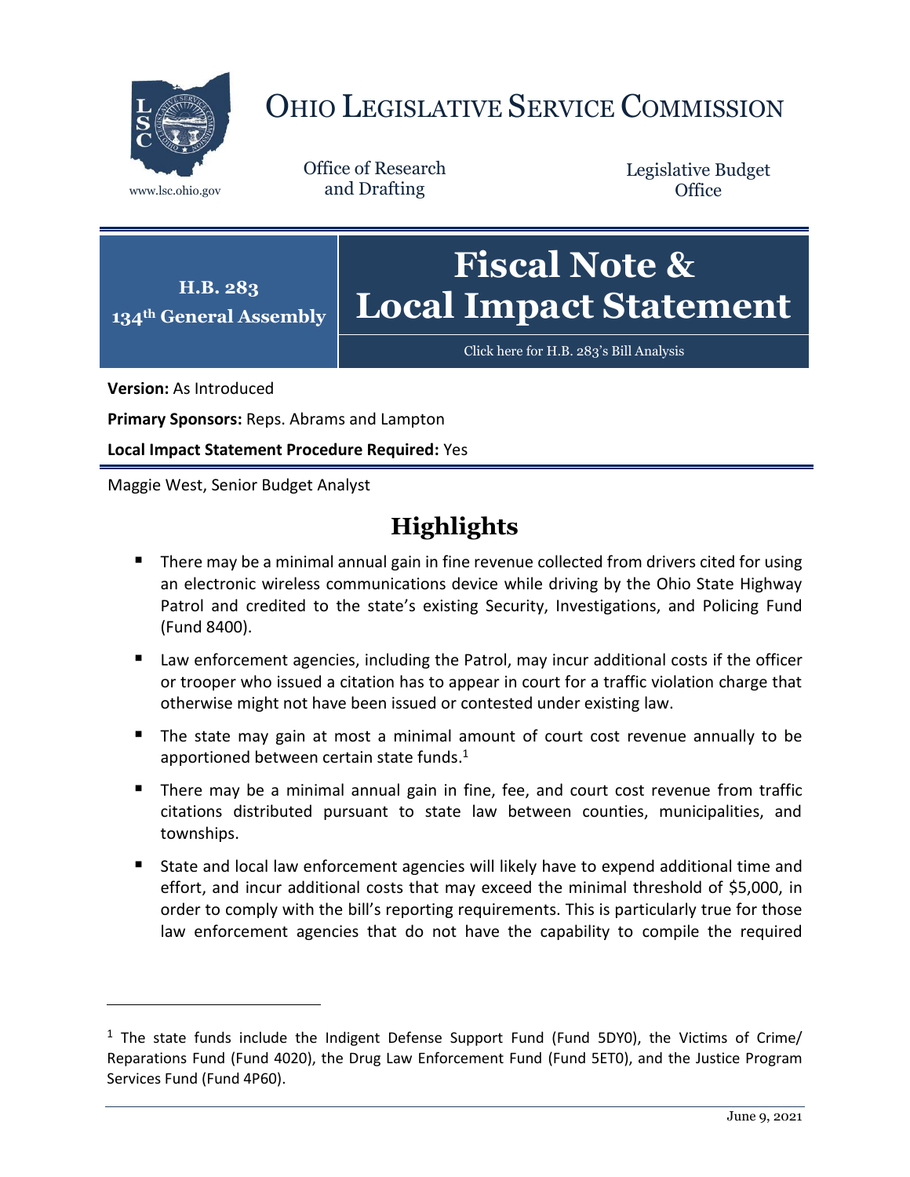# OHIO LEGISLATIVE SERVICE COMMISSION

www.lsc.ohio.gov

Office of Research and Drafting

Legislative Budget Office

**H.B. 283**
**134th General Assembly**

# Fiscal Note & Local Impact Statement

Click here for H.B. 283's Bill Analysis

**Version:** As Introduced

**Primary Sponsors:** Reps. Abrams and Lampton

**Local Impact Statement Procedure Required:** Yes

Maggie West, Senior Budget Analyst

## Highlights

- There may be a minimal annual gain in fine revenue collected from drivers cited for using an electronic wireless communications device while driving by the Ohio State Highway Patrol and credited to the state's existing Security, Investigations, and Policing Fund (Fund 8400).
- Law enforcement agencies, including the Patrol, may incur additional costs if the officer or trooper who issued a citation has to appear in court for a traffic violation charge that otherwise might not have been issued or contested under existing law.
- The state may gain at most a minimal amount of court cost revenue annually to be apportioned between certain state funds.[1]
- There may be a minimal annual gain in fine, fee, and court cost revenue from traffic citations distributed pursuant to state law between counties, municipalities, and townships.
- State and local law enforcement agencies will likely have to expend additional time and effort, and incur additional costs that may exceed the minimal threshold of $5,000, in order to comply with the bill's reporting requirements. This is particularly true for those law enforcement agencies that do not have the capability to compile the required

[1] The state funds include the Indigent Defense Support Fund (Fund 5DY0), the Victims of Crime/ Reparations Fund (Fund 4020), the Drug Law Enforcement Fund (Fund 5ET0), and the Justice Program Services Fund (Fund 4P60).

June 9, 2021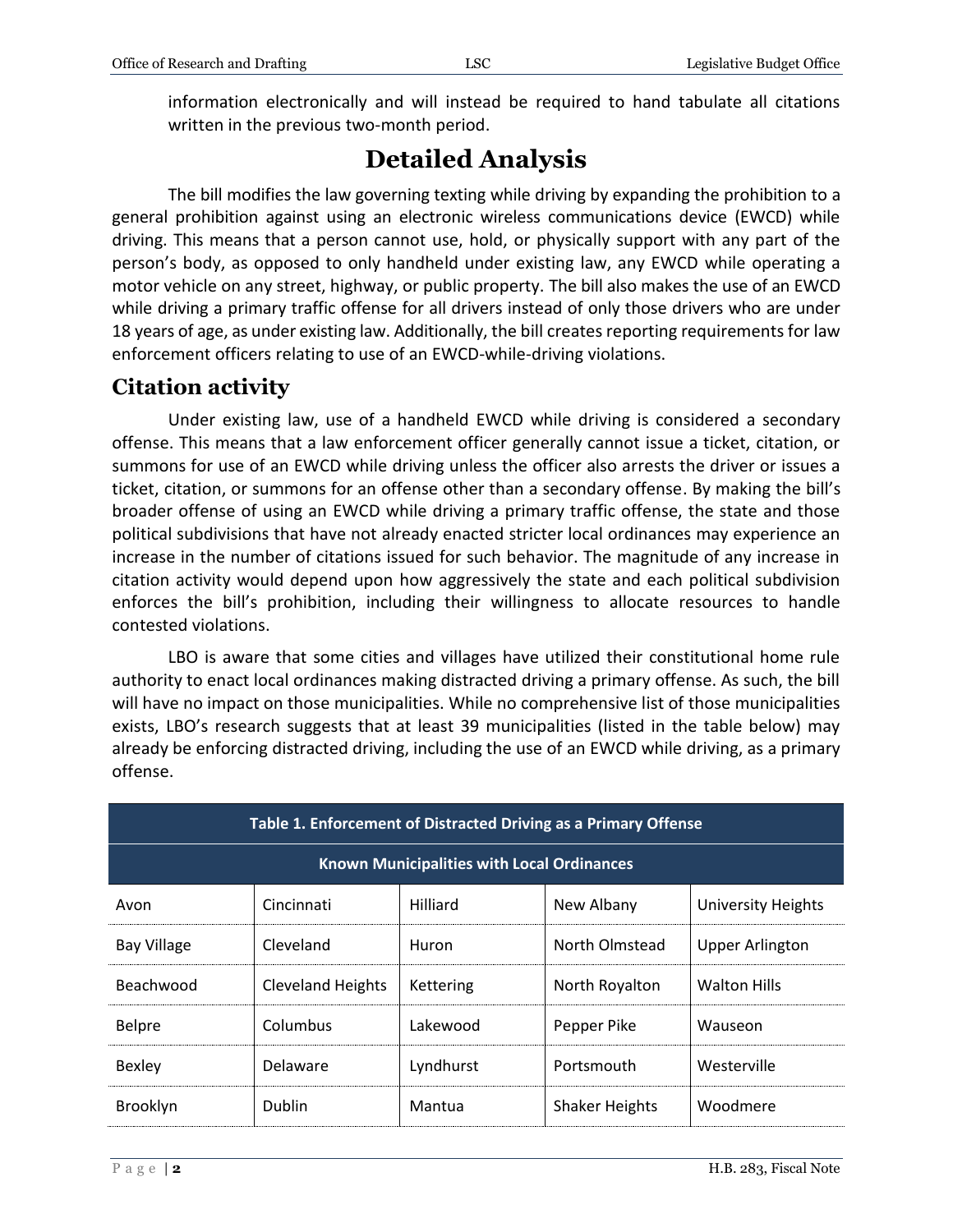information electronically and will instead be required to hand tabulate all citations written in the previous two-month period.

# Detailed Analysis

The bill modifies the law governing texting while driving by expanding the prohibition to a general prohibition against using an electronic wireless communications device (EWCD) while driving. This means that a person cannot use, hold, or physically support with any part of the person's body, as opposed to only handheld under existing law, any EWCD while operating a motor vehicle on any street, highway, or public property. The bill also makes the use of an EWCD while driving a primary traffic offense for all drivers instead of only those drivers who are under 18 years of age, as under existing law. Additionally, the bill creates reporting requirements for law enforcement officers relating to use of an EWCD-while-driving violations.

## Citation activity

Under existing law, use of a handheld EWCD while driving is considered a secondary offense. This means that a law enforcement officer generally cannot issue a ticket, citation, or summons for use of an EWCD while driving unless the officer also arrests the driver or issues a ticket, citation, or summons for an offense other than a secondary offense. By making the bill's broader offense of using an EWCD while driving a primary traffic offense, the state and those political subdivisions that have not already enacted stricter local ordinances may experience an increase in the number of citations issued for such behavior. The magnitude of any increase in citation activity would depend upon how aggressively the state and each political subdivision enforces the bill's prohibition, including their willingness to allocate resources to handle contested violations.

LBO is aware that some cities and villages have utilized their constitutional home rule authority to enact local ordinances making distracted driving a primary offense. As such, the bill will have no impact on those municipalities. While no comprehensive list of those municipalities exists, LBO's research suggests that at least 39 municipalities (listed in the table below) may already be enforcing distracted driving, including the use of an EWCD while driving, as a primary offense.

| Table 1. Enforcement of Distracted Driving as a Primary Offense | | | | |
|---|---|---|---|---|
| **Known Municipalities with Local Ordinances** | | | | |
| Avon | Cincinnati | Hilliard | New Albany | University Heights |
| Bay Village | Cleveland | Huron | North Olmstead | Upper Arlington |
| Beachwood | Cleveland Heights | Kettering | North Royalton | Walton Hills |
| Belpre | Columbus | Lakewood | Pepper Pike | Wauseon |
| Bexley | Delaware | Lyndhurst | Portsmouth | Westerville |
| Brooklyn | Dublin | Mantua | Shaker Heights | Woodmere |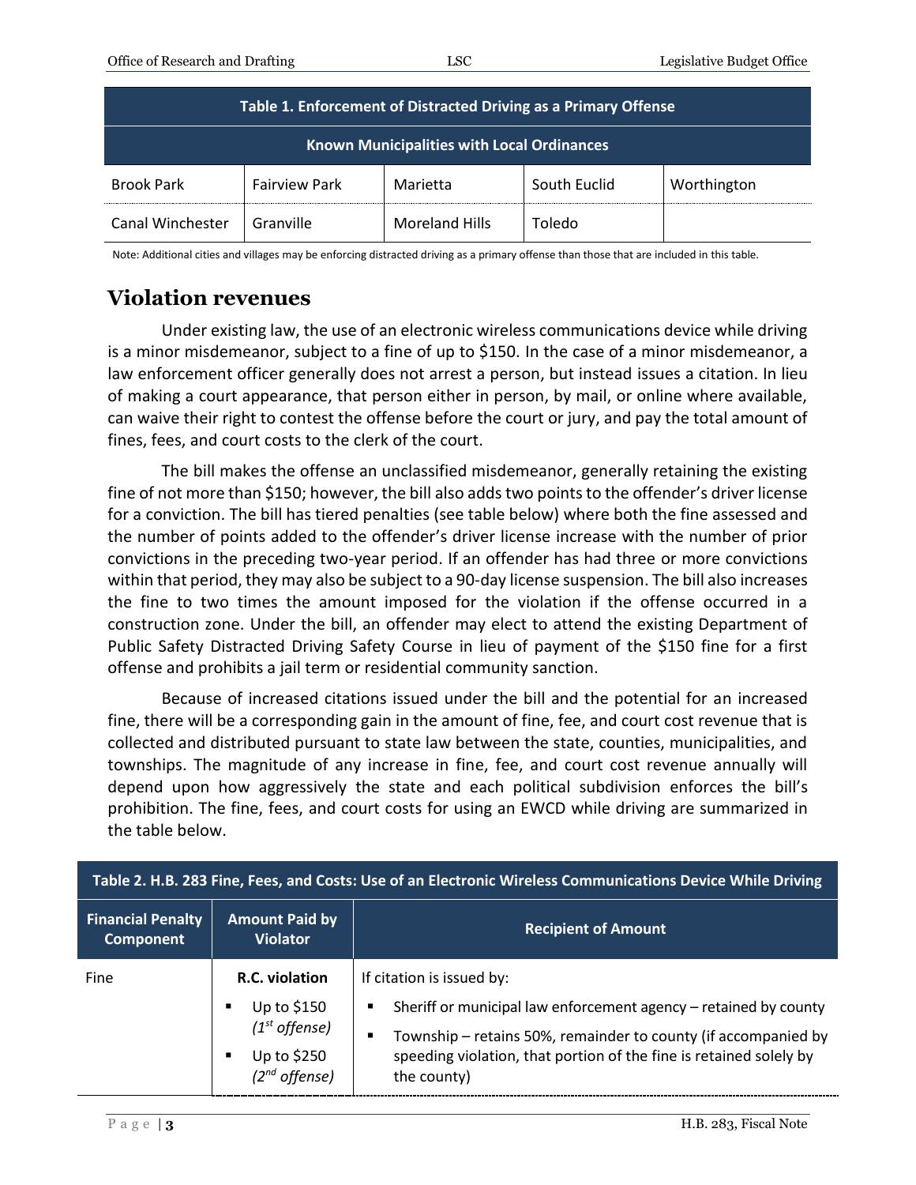| Table 1. Enforcement of Distracted Driving as a Primary Offense | | | | |
|---|---|---|---|---|
| **Known Municipalities with Local Ordinances** | | | | |
| Brook Park | Fairview Park | Marietta | South Euclid | Worthington |
| Canal Winchester | Granville | Moreland Hills | Toledo | |

Note: Additional cities and villages may be enforcing distracted driving as a primary offense than those that are included in this table.

## Violation revenues

Under existing law, the use of an electronic wireless communications device while driving is a minor misdemeanor, subject to a fine of up to $150. In the case of a minor misdemeanor, a law enforcement officer generally does not arrest a person, but instead issues a citation. In lieu of making a court appearance, that person either in person, by mail, or online where available, can waive their right to contest the offense before the court or jury, and pay the total amount of fines, fees, and court costs to the clerk of the court.

The bill makes the offense an unclassified misdemeanor, generally retaining the existing fine of not more than $150; however, the bill also adds two points to the offender's driver license for a conviction. The bill has tiered penalties (see table below) where both the fine assessed and the number of points added to the offender's driver license increase with the number of prior convictions in the preceding two-year period. If an offender has had three or more convictions within that period, they may also be subject to a 90-day license suspension. The bill also increases the fine to two times the amount imposed for the violation if the offense occurred in a construction zone. Under the bill, an offender may elect to attend the existing Department of Public Safety Distracted Driving Safety Course in lieu of payment of the $150 fine for a first offense and prohibits a jail term or residential community sanction.

Because of increased citations issued under the bill and the potential for an increased fine, there will be a corresponding gain in the amount of fine, fee, and court cost revenue that is collected and distributed pursuant to state law between the state, counties, municipalities, and townships. The magnitude of any increase in fine, fee, and court cost revenue annually will depend upon how aggressively the state and each political subdivision enforces the bill's prohibition. The fine, fees, and court costs for using an EWCD while driving are summarized in the table below.

| Table 2. H.B. 283 Fine, Fees, and Costs: Use of an Electronic Wireless Communications Device While Driving | | |
|---|---|---|
| **Financial Penalty Component** | **Amount Paid by Violator** | **Recipient of Amount** |
| Fine | **R.C. violation**<br>▪ Up to $150 *(1st offense)*<br>▪ Up to $250 *(2nd offense)* | If citation is issued by:<br>▪ Sheriff or municipal law enforcement agency – retained by county<br>▪ Township – retains 50%, remainder to county (if accompanied by speeding violation, that portion of the fine is retained solely by the county) |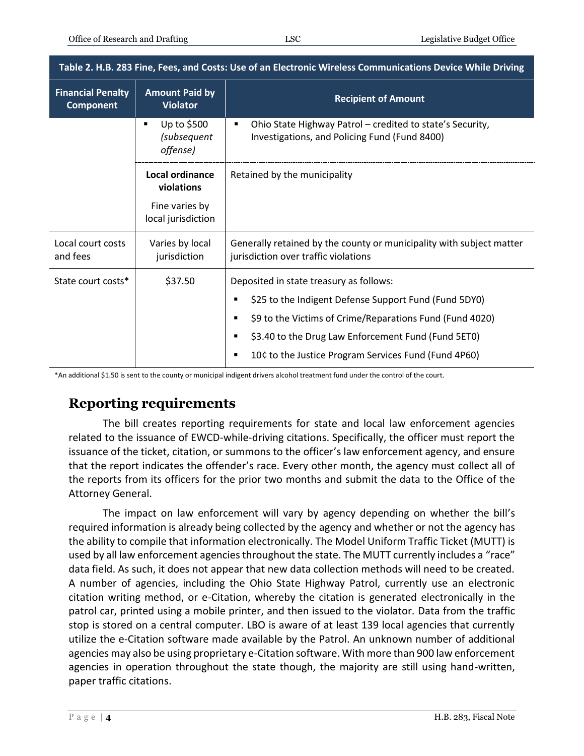| Table 2. H.B. 283 Fine, Fees, and Costs: Use of an Electronic Wireless Communications Device While Driving | | |
|---|---|---|
| **Financial Penalty Component** | **Amount Paid by Violator** | **Recipient of Amount** |
| | ▪ Up to $500 *(subsequent offense)* | ▪ Ohio State Highway Patrol – credited to state's Security, Investigations, and Policing Fund (Fund 8400) |
| | **Local ordinance violations**<br>Fine varies by local jurisdiction | Retained by the municipality |
| Local court costs and fees | Varies by local jurisdiction | Generally retained by the county or municipality with subject matter jurisdiction over traffic violations |
| State court costs* | $37.50 | Deposited in state treasury as follows:<br>▪ $25 to the Indigent Defense Support Fund (Fund 5DY0)<br>▪ $9 to the Victims of Crime/Reparations Fund (Fund 4020)<br>▪ $3.40 to the Drug Law Enforcement Fund (Fund 5ET0)<br>▪ 10¢ to the Justice Program Services Fund (Fund 4P60) |

*An additional $1.50 is sent to the county or municipal indigent drivers alcohol treatment fund under the control of the court.

## Reporting requirements

The bill creates reporting requirements for state and local law enforcement agencies related to the issuance of EWCD-while-driving citations. Specifically, the officer must report the issuance of the ticket, citation, or summons to the officer's law enforcement agency, and ensure that the report indicates the offender's race. Every other month, the agency must collect all of the reports from its officers for the prior two months and submit the data to the Office of the Attorney General.

The impact on law enforcement will vary by agency depending on whether the bill's required information is already being collected by the agency and whether or not the agency has the ability to compile that information electronically. The Model Uniform Traffic Ticket (MUTT) is used by all law enforcement agencies throughout the state. The MUTT currently includes a "race" data field. As such, it does not appear that new data collection methods will need to be created. A number of agencies, including the Ohio State Highway Patrol, currently use an electronic citation writing method, or e-Citation, whereby the citation is generated electronically in the patrol car, printed using a mobile printer, and then issued to the violator. Data from the traffic stop is stored on a central computer. LBO is aware of at least 139 local agencies that currently utilize the e-Citation software made available by the Patrol. An unknown number of additional agencies may also be using proprietary e-Citation software. With more than 900 law enforcement agencies in operation throughout the state though, the majority are still using hand-written, paper traffic citations.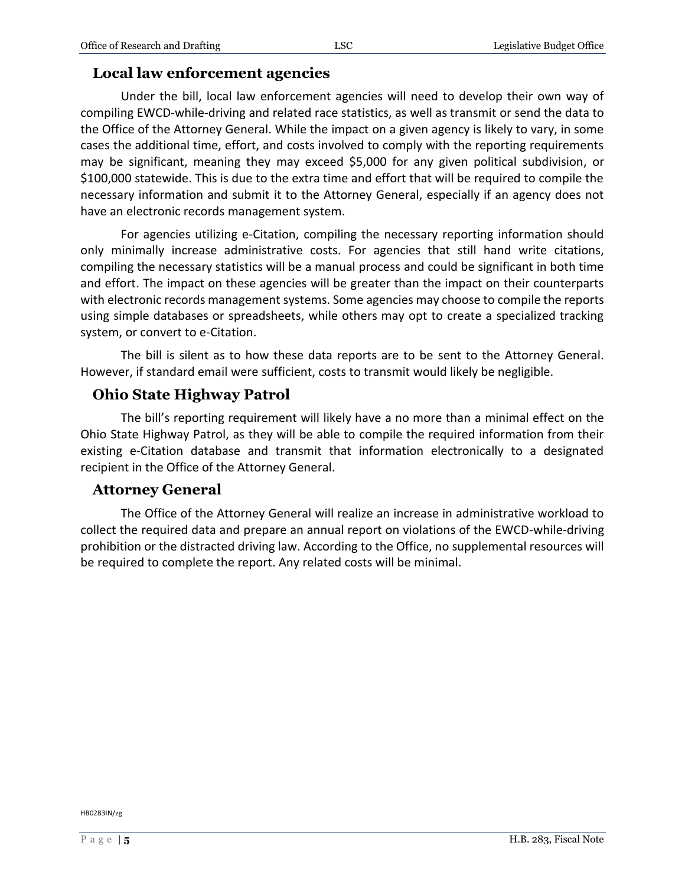## Local law enforcement agencies

Under the bill, local law enforcement agencies will need to develop their own way of compiling EWCD-while-driving and related race statistics, as well as transmit or send the data to the Office of the Attorney General. While the impact on a given agency is likely to vary, in some cases the additional time, effort, and costs involved to comply with the reporting requirements may be significant, meaning they may exceed $5,000 for any given political subdivision, or $100,000 statewide. This is due to the extra time and effort that will be required to compile the necessary information and submit it to the Attorney General, especially if an agency does not have an electronic records management system.

For agencies utilizing e-Citation, compiling the necessary reporting information should only minimally increase administrative costs. For agencies that still hand write citations, compiling the necessary statistics will be a manual process and could be significant in both time and effort. The impact on these agencies will be greater than the impact on their counterparts with electronic records management systems. Some agencies may choose to compile the reports using simple databases or spreadsheets, while others may opt to create a specialized tracking system, or convert to e-Citation.

The bill is silent as to how these data reports are to be sent to the Attorney General. However, if standard email were sufficient, costs to transmit would likely be negligible.

## Ohio State Highway Patrol

The bill's reporting requirement will likely have a no more than a minimal effect on the Ohio State Highway Patrol, as they will be able to compile the required information from their existing e-Citation database and transmit that information electronically to a designated recipient in the Office of the Attorney General.

## Attorney General

The Office of the Attorney General will realize an increase in administrative workload to collect the required data and prepare an annual report on violations of the EWCD-while-driving prohibition or the distracted driving law. According to the Office, no supplemental resources will be required to complete the report. Any related costs will be minimal.

HB0283IN/zg